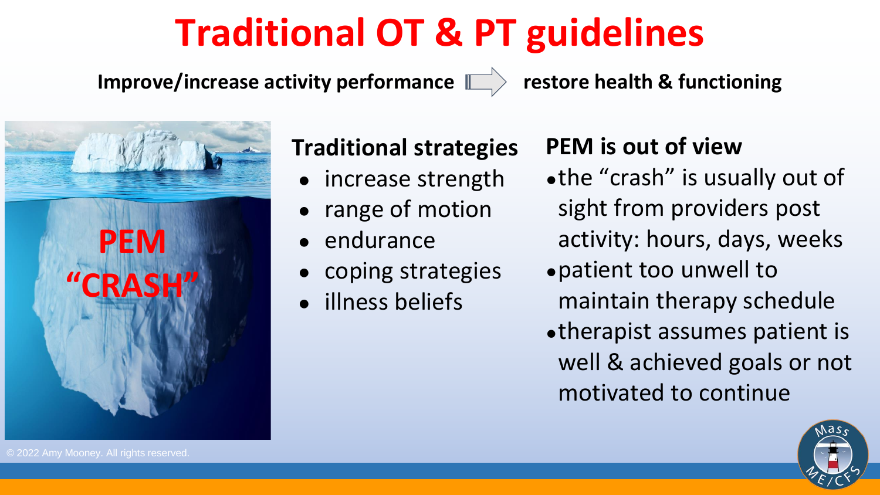# Traditional OT & PT guidelines

**Improve/increase activity performance → restore health & functioning**

PEM "CRASH"

### Traditional strategies

- increase strength
- range of motion
- endurance
- coping strategies
- illness beliefs

### PEM is out of view

- the "crash" is usually out of sight from providers post activity: hours, days, weeks
- patient too unwell to maintain therapy schedule
- therapist assumes patient is well & achieved goals or not motivated to continue

© 2022 Amy Mooney. All rights reserved.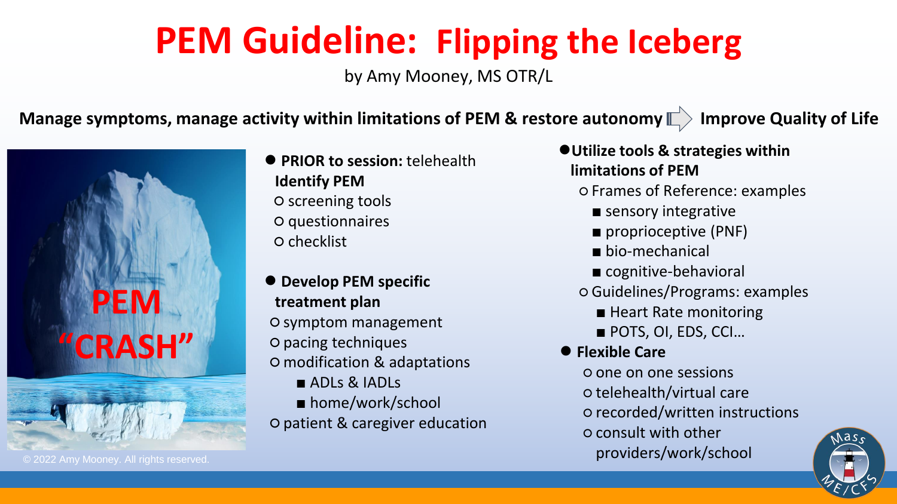# PEM Guideline: Flipping the Iceberg

by Amy Mooney, MS OTR/L

**Manage symptoms, manage activity within limitations of PEM & restore autonomy ⇨ Improve Quality of Life**

PEM "CRASH"

© 2022 Amy Mooney. All rights reserved.

- **PRIOR to session:** telehealth
  **Identify PEM**
  - screening tools
  - questionnaires
  - checklist
- **Develop PEM specific treatment plan**
  - symptom management
  - pacing techniques
  - modification & adaptations
    - ADLs & IADLs
    - home/work/school
  - patient & caregiver education
- **Utilize tools & strategies within limitations of PEM**
  - Frames of Reference: examples
    - sensory integrative
    - proprioceptive (PNF)
    - bio-mechanical
    - cognitive-behavioral
  - Guidelines/Programs: examples
    - Heart Rate monitoring
    - POTS, OI, EDS, CCI…
- **Flexible Care**
  - one on one sessions
  - telehealth/virtual care
  - recorded/written instructions
  - consult with other providers/work/school

Mass ME/CFS